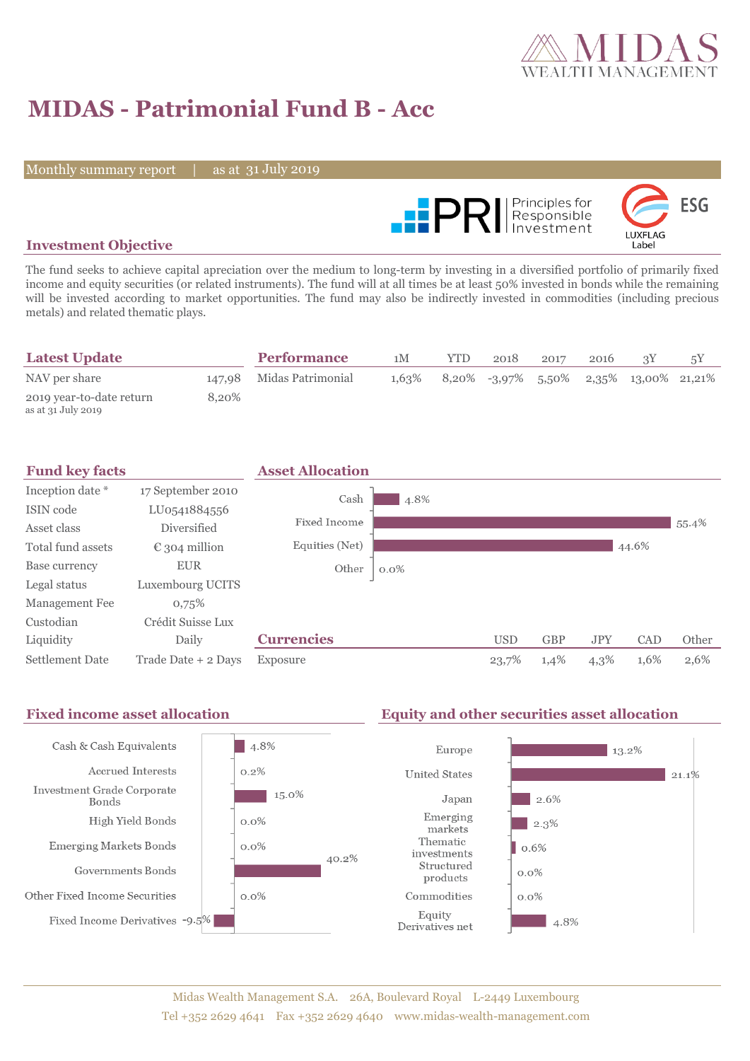# MIDAS - Patrimonial Fund B - Acc

Monthly summary report | as at 31 July 2019

## Investment Objective

The fund seeks to achieve capital apreciation over the medium to long-term by investing in a diversified portfolio of primarily fixed income and equity securities (or related instruments). The fund will at all times be at least 50% invested in bonds while the remaining will be invested according to market opportunities. The fund may also be indirectly invested in commodities (including precious metals) and related thematic plays.

## Latest Update

| | |
|---|---|
| NAV per share | 147,98 |
| 2019 year-to-date return<br>as at 31 July 2019 | 8,20% |

## Performance

| | 1M | YTD | 2018 | 2017 | 2016 | 3Y | 5Y |
|---|---|---|---|---|---|---|---|
| Midas Patrimonial | 1,63% | 8,20% | -3,97% | 5,50% | 2,35% | 13,00% | 21,21% |

## Fund key facts

| | |
|---|---|
| Inception date * | 17 September 2010 |
| ISIN code | LU0541884556 |
| Asset class | Diversified |
| Total fund assets | € 304 million |
| Base currency | EUR |
| Legal status | Luxembourg UCITS |
| Management Fee | 0,75% |
| Custodian | Crédit Suisse Lux |
| Liquidity | Daily |
| Settlement Date | Trade Date + 2 Days |

## Asset Allocation

| | |
|---|---|
| Cash | 4.8% |
| Fixed Income | 55.4% |
| Equities (Net) | 44.6% |
| Other | 0.0% |

## Currencies

| | USD | GBP | JPY | CAD | Other |
|---|---|---|---|---|---|
| Exposure | 23,7% | 1,4% | 4,3% | 1,6% | 2,6% |

## Fixed income asset allocation

| | |
|---|---|
| Cash & Cash Equivalents | 4.8% |
| Accrued Interests | 0.2% |
| Investment Grade Corporate Bonds | 15.0% |
| High Yield Bonds | 0.0% |
| Emerging Markets Bonds | 0.0% |
| Governments Bonds | 40.2% |
| Other Fixed Income Securities | 0.0% |
| Fixed Income Derivatives | -9.5% |

## Equity and other securities asset allocation

| | |
|---|---|
| Europe | 13.2% |
| United States | 21.1% |
| Japan | 2.6% |
| Emerging markets | 2.3% |
| Thematic investments | 0.6% |
| Structured products | 0.0% |
| Commodities | 0.0% |
| Equity Derivatives net | 4.8% |

Midas Wealth Management S.A. 26A, Boulevard Royal L-2449 Luxembourg
Tel +352 2629 4641 Fax +352 2629 4640 www.midas-wealth-management.com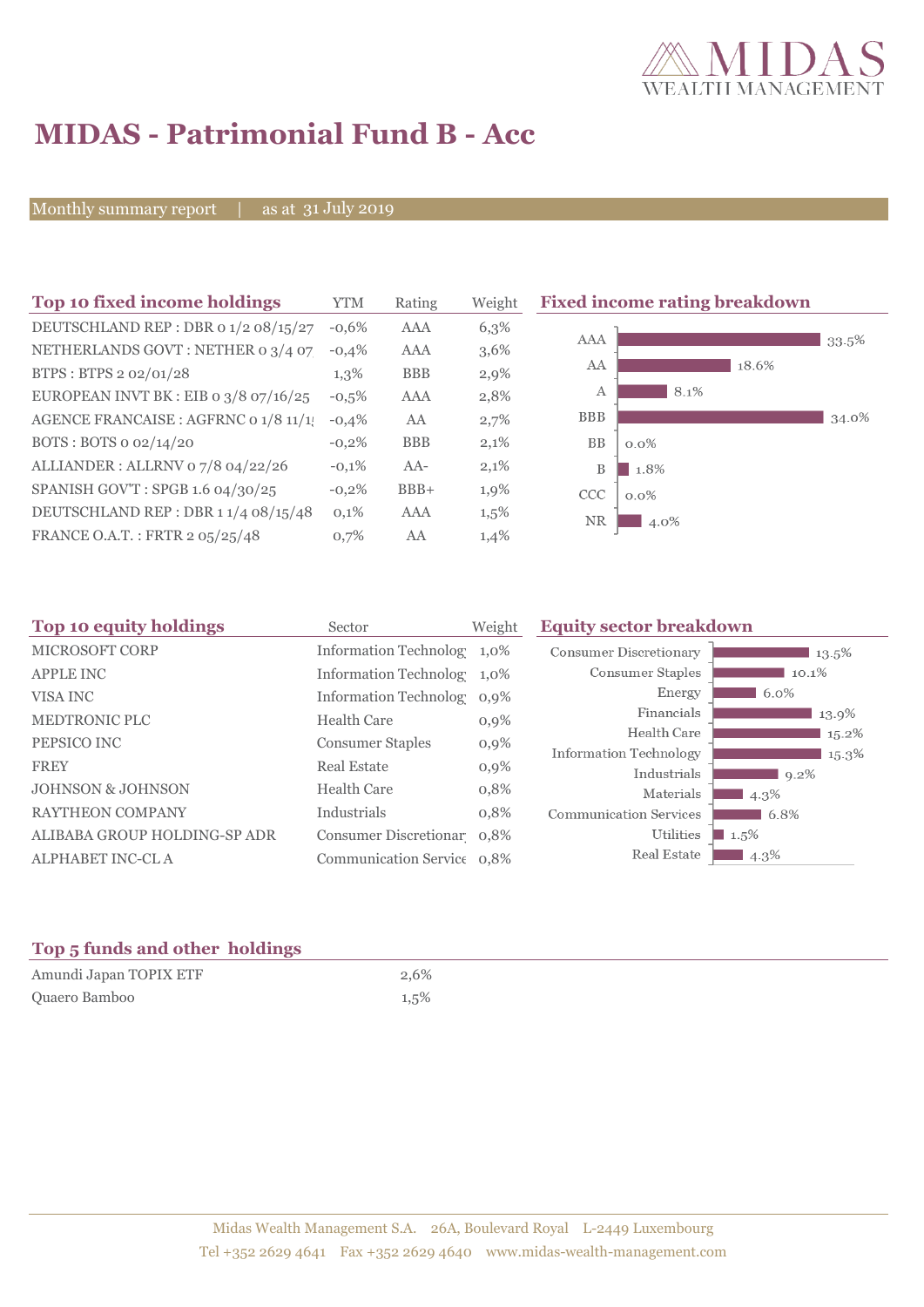# MIDAS - Patrimonial Fund B - Acc

Monthly summary report | as at 31 July 2019

## Top 10 fixed income holdings

| Top 10 fixed income holdings | YTM | Rating | Weight |
|---|---|---|---|
| DEUTSCHLAND REP : DBR 0 1/2 08/15/27 | -0,6% | AAA | 6,3% |
| NETHERLANDS GOVT : NETHER 0 3/4 07 | -0,4% | AAA | 3,6% |
| BTPS : BTPS 2 02/01/28 | 1,3% | BBB | 2,9% |
| EUROPEAN INVT BK : EIB 0 3/8 07/16/25 | -0,5% | AAA | 2,8% |
| AGENCE FRANCAISE : AGFRNC 0 1/8 11/1 | -0,4% | AA | 2,7% |
| BOTS : BOTS 0 02/14/20 | -0,2% | BBB | 2,1% |
| ALLIANDER : ALLRNV 0 7/8 04/22/26 | -0,1% | AA- | 2,1% |
| SPANISH GOV'T : SPGB 1.6 04/30/25 | -0,2% | BBB+ | 1,9% |
| DEUTSCHLAND REP : DBR 1 1/4 08/15/48 | 0,1% | AAA | 1,5% |
| FRANCE O.A.T. : FRTR 2 05/25/48 | 0,7% | AA | 1,4% |

## Fixed income rating breakdown

| Rating | Weight |
|---|---|
| AAA | 33.5% |
| AA | 18.6% |
| A | 8.1% |
| BBB | 34.0% |
| BB | 0.0% |
| B | 1.8% |
| CCC | 0.0% |
| NR | 4.0% |

## Top 10 equity holdings

| Top 10 equity holdings | Sector | Weight |
|---|---|---|
| MICROSOFT CORP | Information Technolog | 1,0% |
| APPLE INC | Information Technolog | 1,0% |
| VISA INC | Information Technolog | 0,9% |
| MEDTRONIC PLC | Health Care | 0,9% |
| PEPSICO INC | Consumer Staples | 0,9% |
| FREY | Real Estate | 0,9% |
| JOHNSON & JOHNSON | Health Care | 0,8% |
| RAYTHEON COMPANY | Industrials | 0,8% |
| ALIBABA GROUP HOLDING-SP ADR | Consumer Discretionar | 0,8% |
| ALPHABET INC-CL A | Communication Service | 0,8% |

## Equity sector breakdown

| Sector | Weight |
|---|---|
| Consumer Discretionary | 13.5% |
| Consumer Staples | 10.1% |
| Energy | 6.0% |
| Financials | 13.9% |
| Health Care | 15.2% |
| Information Technology | 15.3% |
| Industrials | 9.2% |
| Materials | 4.3% |
| Communication Services | 6.8% |
| Utilities | 1.5% |
| Real Estate | 4.3% |

## Top 5 funds and other holdings

| Top 5 funds and other holdings | |
|---|---|
| Amundi Japan TOPIX ETF | 2,6% |
| Quaero Bamboo | 1,5% |

Midas Wealth Management S.A. 26A, Boulevard Royal L-2449 Luxembourg
Tel +352 2629 4641 Fax +352 2629 4640 www.midas-wealth-management.com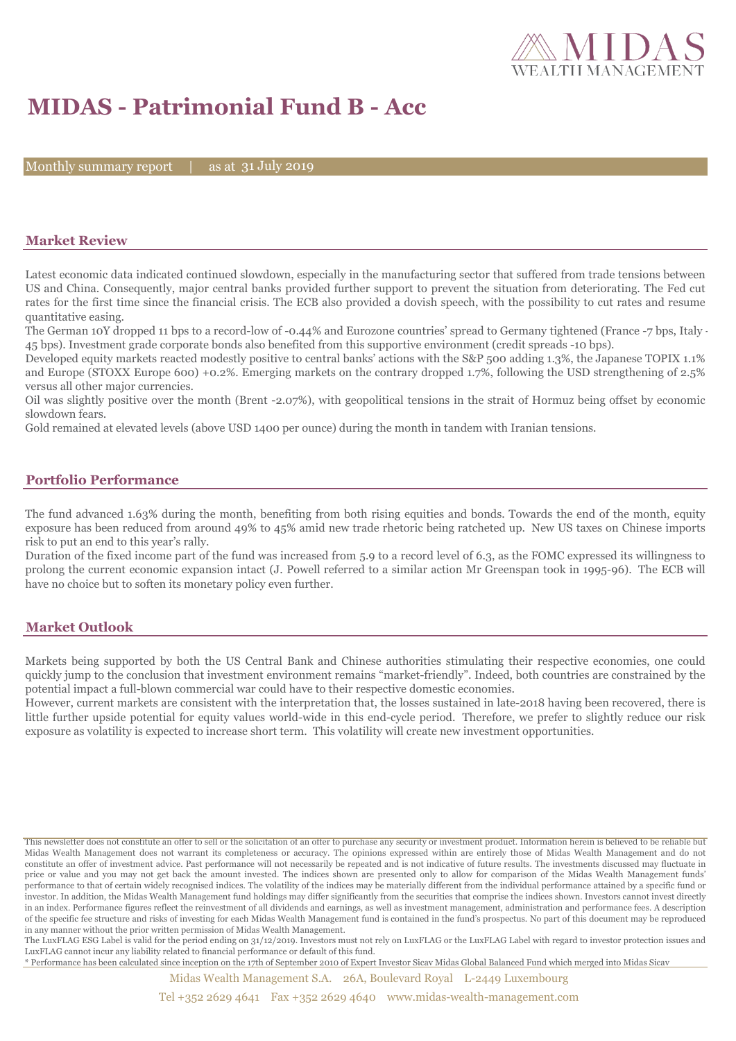# MIDAS - Patrimonial Fund B - Acc

Monthly summary report | as at 31 July 2019

## Market Review

Latest economic data indicated continued slowdown, especially in the manufacturing sector that suffered from trade tensions between US and China. Consequently, major central banks provided further support to prevent the situation from deteriorating. The Fed cut rates for the first time since the financial crisis. The ECB also provided a dovish speech, with the possibility to cut rates and resume quantitative easing.

The German 10Y dropped 11 bps to a record-low of -0.44% and Eurozone countries' spread to Germany tightened (France -7 bps, Italy -45 bps). Investment grade corporate bonds also benefited from this supportive environment (credit spreads -10 bps).

Developed equity markets reacted modestly positive to central banks' actions with the S&P 500 adding 1.3%, the Japanese TOPIX 1.1% and Europe (STOXX Europe 600) +0.2%. Emerging markets on the contrary dropped 1.7%, following the USD strengthening of 2.5% versus all other major currencies.

Oil was slightly positive over the month (Brent -2.07%), with geopolitical tensions in the strait of Hormuz being offset by economic slowdown fears.

Gold remained at elevated levels (above USD 1400 per ounce) during the month in tandem with Iranian tensions.

## Portfolio Performance

The fund advanced 1.63% during the month, benefiting from both rising equities and bonds. Towards the end of the month, equity exposure has been reduced from around 49% to 45% amid new trade rhetoric being ratcheted up. New US taxes on Chinese imports risk to put an end to this year's rally.

Duration of the fixed income part of the fund was increased from 5.9 to a record level of 6.3, as the FOMC expressed its willingness to prolong the current economic expansion intact (J. Powell referred to a similar action Mr Greenspan took in 1995-96). The ECB will have no choice but to soften its monetary policy even further.

## Market Outlook

Markets being supported by both the US Central Bank and Chinese authorities stimulating their respective economies, one could quickly jump to the conclusion that investment environment remains "market-friendly". Indeed, both countries are constrained by the potential impact a full-blown commercial war could have to their respective domestic economies.

However, current markets are consistent with the interpretation that, the losses sustained in late-2018 having been recovered, there is little further upside potential for equity values world-wide in this end-cycle period. Therefore, we prefer to slightly reduce our risk exposure as volatility is expected to increase short term. This volatility will create new investment opportunities.

This newsletter does not constitute an offer to sell or the solicitation of an offer to purchase any security or investment product. Information herein is believed to be reliable but Midas Wealth Management does not warrant its completeness or accuracy. The opinions expressed within are entirely those of Midas Wealth Management and do not constitute an offer of investment advice. Past performance will not necessarily be repeated and is not indicative of future results. The investments discussed may fluctuate in price or value and you may not get back the amount invested. The indices shown are presented only to allow for comparison of the Midas Wealth Management funds' performance to that of certain widely recognised indices. The volatility of the indices may be materially different from the individual performance attained by a specific fund or investor. In addition, the Midas Wealth Management fund holdings may differ significantly from the securities that comprise the indices shown. Investors cannot invest directly in an index. Performance figures reflect the reinvestment of all dividends and earnings, as well as investment management, administration and performance fees. A description of the specific fee structure and risks of investing for each Midas Wealth Management fund is contained in the fund's prospectus. No part of this document may be reproduced in any manner without the prior written permission of Midas Wealth Management.

The LuxFLAG ESG Label is valid for the period ending on 31/12/2019. Investors must not rely on LuxFLAG or the LuxFLAG Label with regard to investor protection issues and LuxFLAG cannot incur any liability related to financial performance or default of this fund.

* Performance has been calculated since inception on the 17th of September 2010 of Expert Investor Sicav Midas Global Balanced Fund which merged into Midas Sicav

Midas Wealth Management S.A. 26A, Boulevard Royal L-2449 Luxembourg

Tel +352 2629 4641 Fax +352 2629 4640 www.midas-wealth-management.com